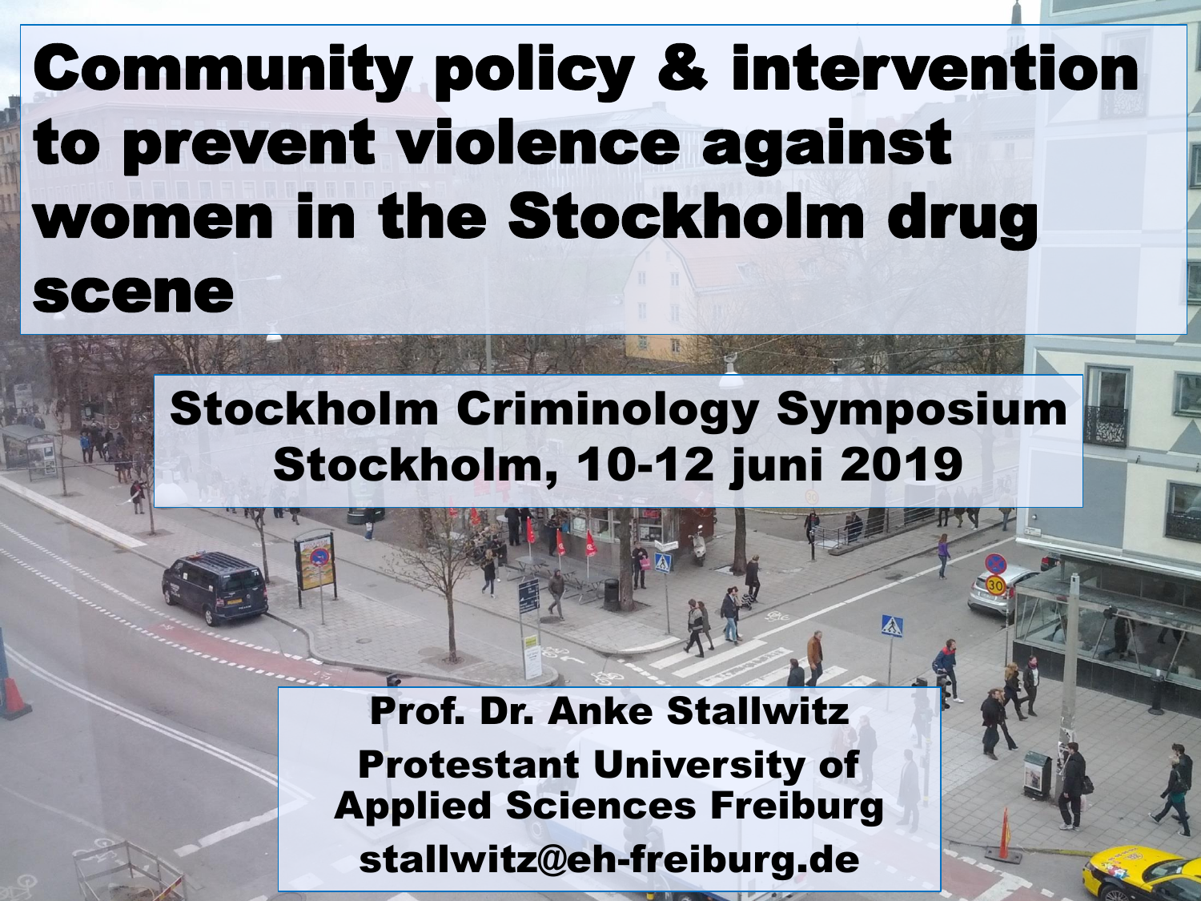# Community policy & intervention to prevent violence against women in the Stockholm drug scene

**Stockholm Criminology Symposium**
**Stockholm, 10-12 juni 2019**

**Prof. Dr. Anke Stallwitz**
**Protestant University of Applied Sciences Freiburg**
**stallwitz@eh-freiburg.de**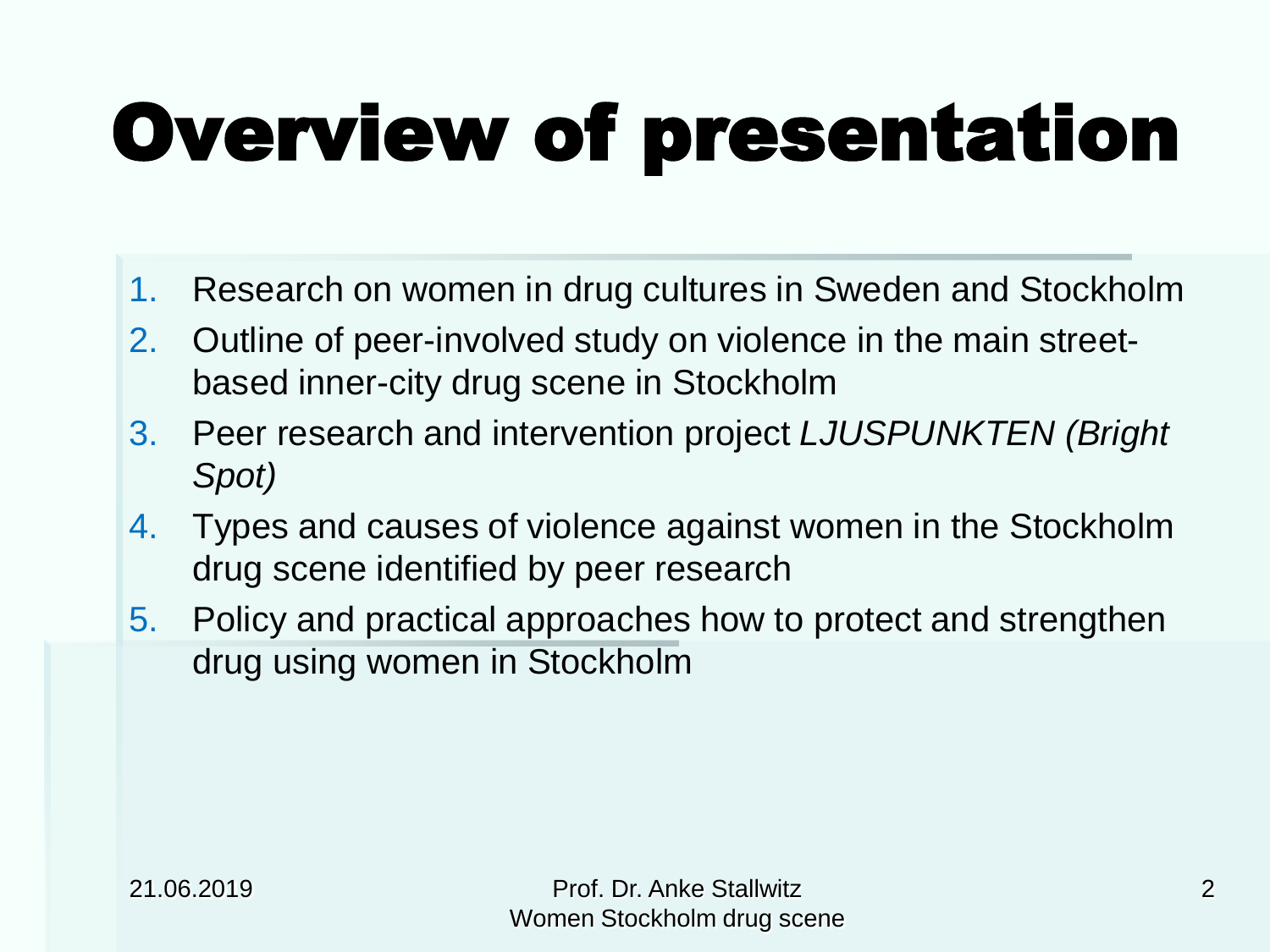# Overview of presentation

1. Research on women in drug cultures in Sweden and Stockholm
2. Outline of peer-involved study on violence in the main street-based inner-city drug scene in Stockholm
3. Peer research and intervention project *LJUSPUNKTEN (Bright Spot)*
4. Types and causes of violence against women in the Stockholm drug scene identified by peer research
5. Policy and practical approaches how to protect and strengthen drug using women in Stockholm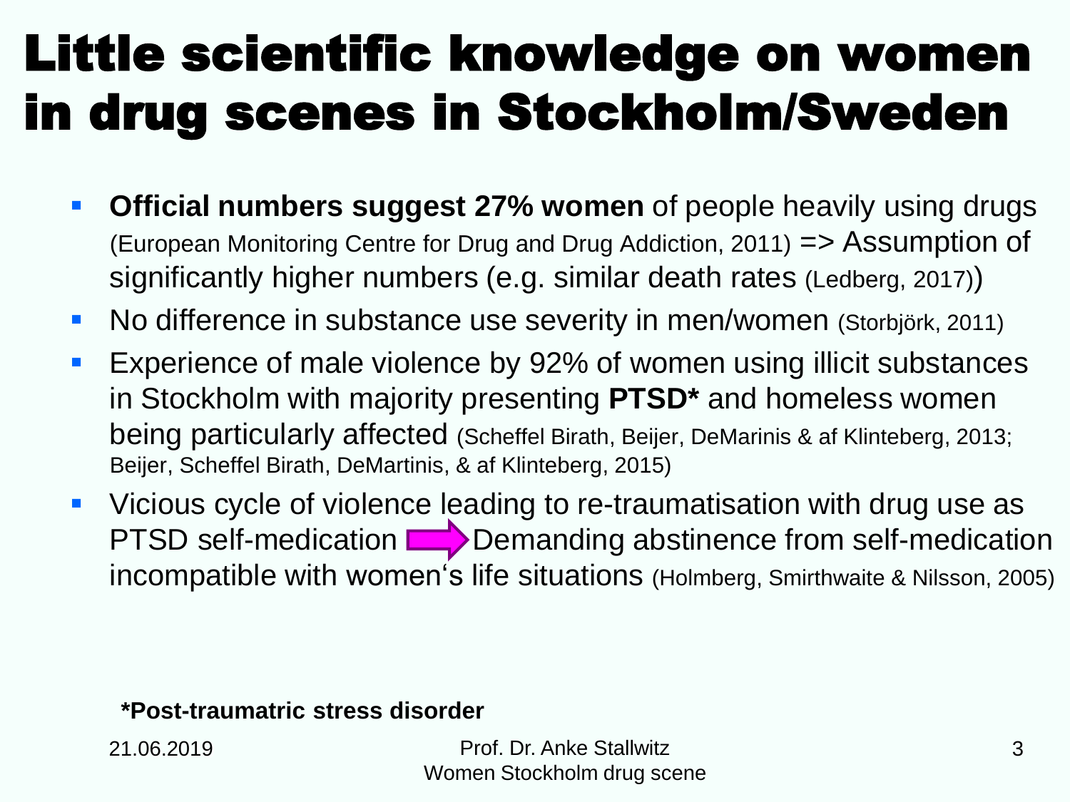# Little scientific knowledge on women in drug scenes in Stockholm/Sweden

- **Official numbers suggest 27% women** of people heavily using drugs (European Monitoring Centre for Drug and Drug Addiction, 2011) => Assumption of significantly higher numbers (e.g. similar death rates (Ledberg, 2017))
- No difference in substance use severity in men/women (Storbjörk, 2011)
- Experience of male violence by 92% of women using illicit substances in Stockholm with majority presenting **PTSD*** and homeless women being particularly affected (Scheffel Birath, Beijer, DeMarinis & af Klinteberg, 2013; Beijer, Scheffel Birath, DeMartinis, & af Klinteberg, 2015)
- Vicious cycle of violence leading to re-traumatisation with drug use as PTSD self-medication ⇒ Demanding abstinence from self-medication incompatible with women‘s life situations (Holmberg, Smirthwaite & Nilsson, 2005)

**\*Post-traumatric stress disorder**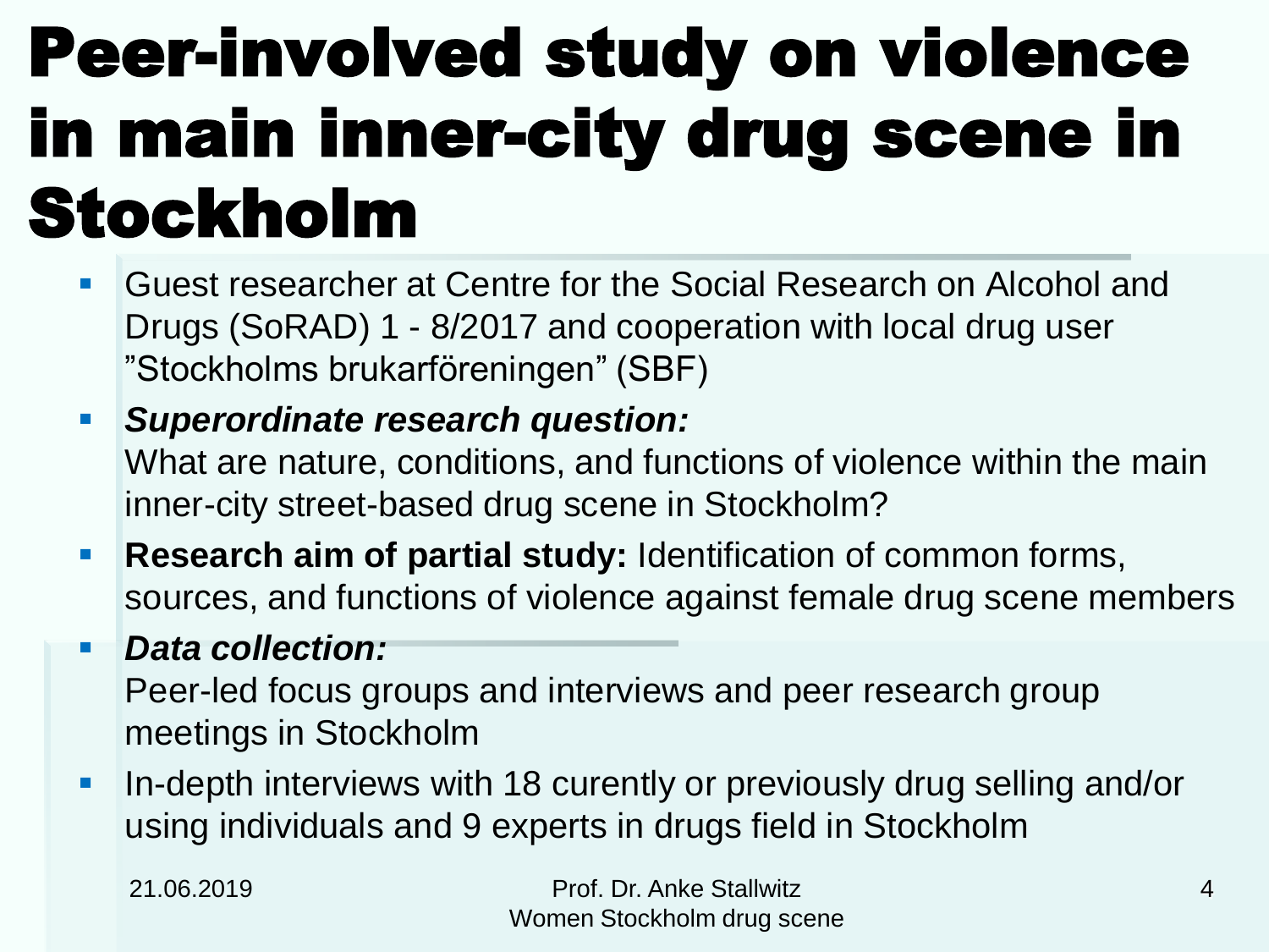# Peer-involved study on violence in main inner-city drug scene in Stockholm

- Guest researcher at Centre for the Social Research on Alcohol and Drugs (SoRAD) 1 - 8/2017 and cooperation with local drug user ”Stockholms brukarföreningen” (SBF)
- ***Superordinate research question:***
  What are nature, conditions, and functions of violence within the main inner-city street-based drug scene in Stockholm?
- **Research aim of partial study:** Identification of common forms, sources, and functions of violence against female drug scene members
- ***Data collection:***
  Peer-led focus groups and interviews and peer research group meetings in Stockholm
- In-depth interviews with 18 curently or previously drug selling and/or using individuals and 9 experts in drugs field in Stockholm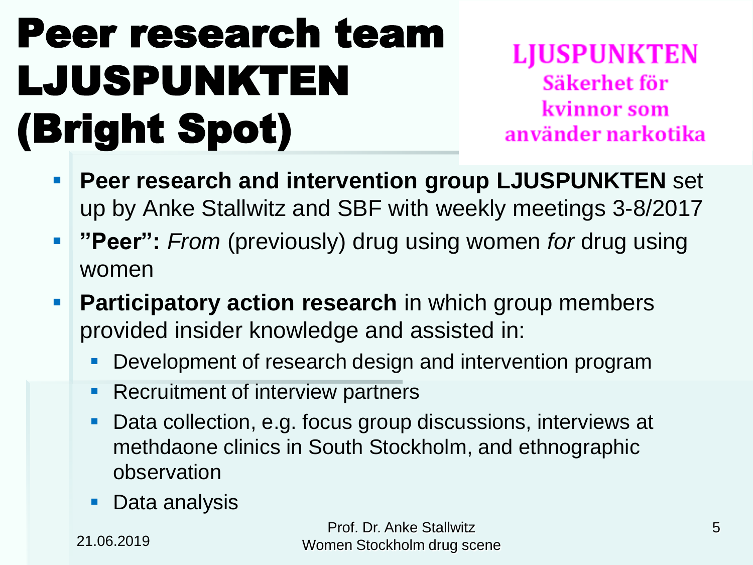# Peer research team LJUSPUNKTEN (Bright Spot)

**LJUSPUNKTEN**
**Säkerhet för kvinnor som använder narkotika**

- **Peer research and intervention group LJUSPUNKTEN** set up by Anke Stallwitz and SBF with weekly meetings 3-8/2017
- **"Peer":** *From* (previously) drug using women *for* drug using women
- **Participatory action research** in which group members provided insider knowledge and assisted in:
  - Development of research design and intervention program
  - Recruitment of interview partners
  - Data collection, e.g. focus group discussions, interviews at methdaone clinics in South Stockholm, and ethnographic observation
  - Data analysis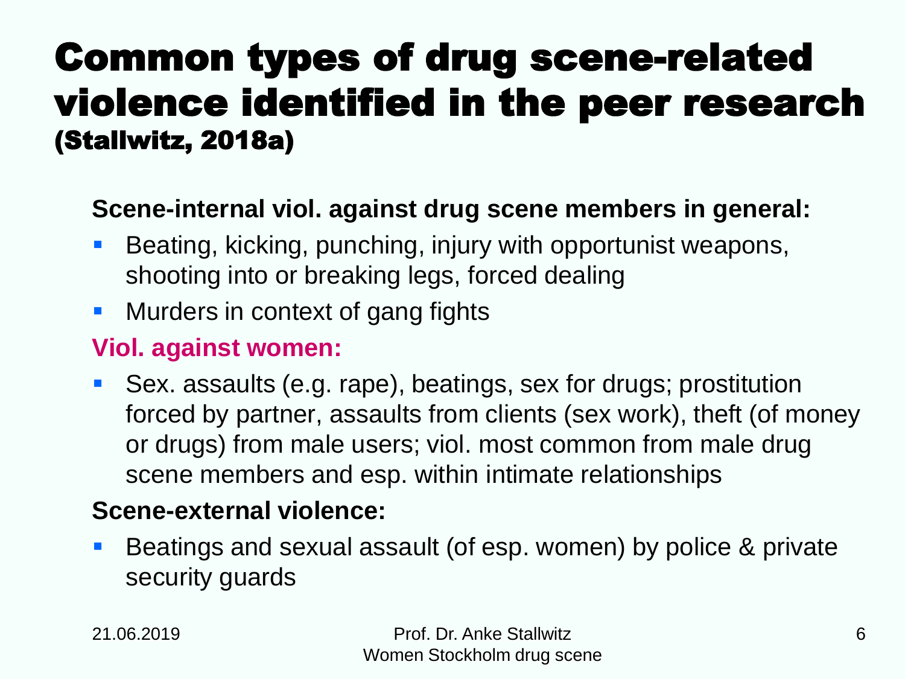# Common types of drug scene-related violence identified in the peer research (Stallwitz, 2018a)

**Scene-internal viol. against drug scene members in general:**

- Beating, kicking, punching, injury with opportunist weapons, shooting into or breaking legs, forced dealing
- Murders in context of gang fights

**Viol. against women:**

- Sex. assaults (e.g. rape), beatings, sex for drugs; prostitution forced by partner, assaults from clients (sex work), theft (of money or drugs) from male users; viol. most common from male drug scene members and esp. within intimate relationships

**Scene-external violence:**

- Beatings and sexual assault (of esp. women) by police & private security guards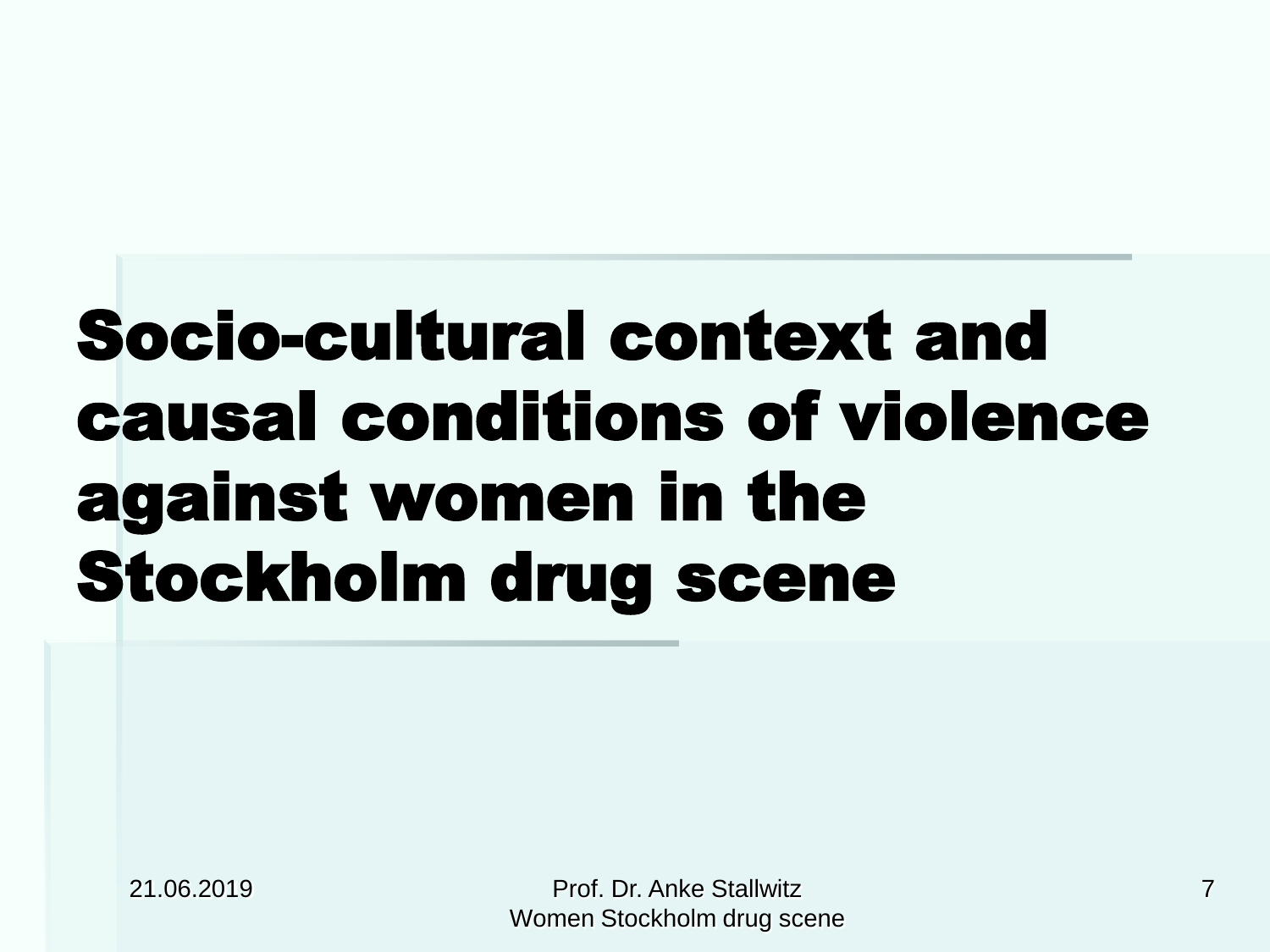# Socio-cultural context and causal conditions of violence against women in the Stockholm drug scene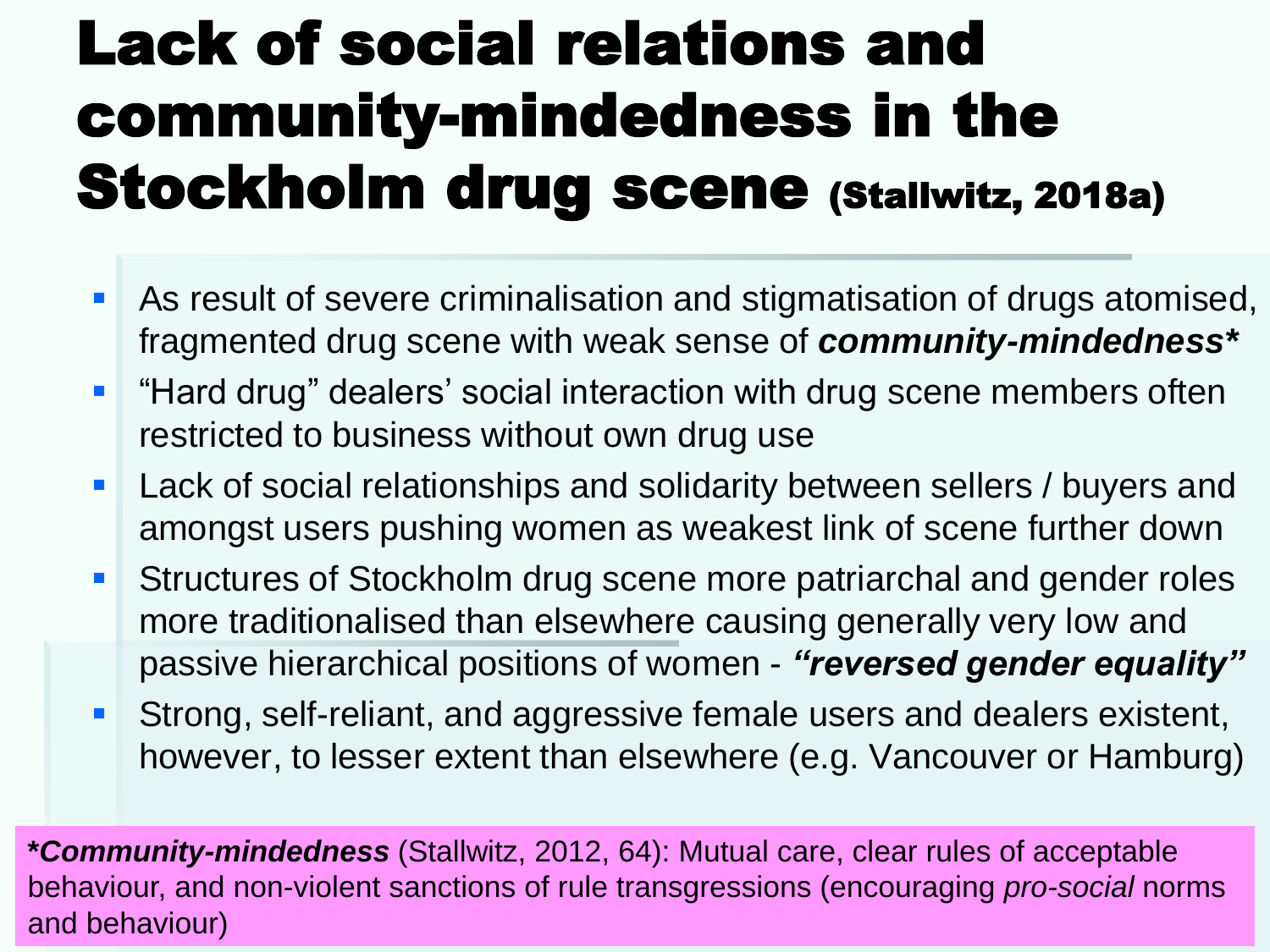# Lack of social relations and community-mindedness in the Stockholm drug scene (Stallwitz, 2018a)

- As result of severe criminalisation and stigmatisation of drugs atomised, fragmented drug scene with weak sense of ***community-mindedness****
- "Hard drug" dealers' social interaction with drug scene members often restricted to business without own drug use
- Lack of social relationships and solidarity between sellers / buyers and amongst users pushing women as weakest link of scene further down
- Structures of Stockholm drug scene more patriarchal and gender roles more traditionalised than elsewhere causing generally very low and passive hierarchical positions of women - ***"reversed gender equality"***
- Strong, self-reliant, and aggressive female users and dealers existent, however, to lesser extent than elsewhere (e.g. Vancouver or Hamburg)

***Community-mindedness*** (Stallwitz, 2012, 64): Mutual care, clear rules of acceptable behaviour, and non-violent sanctions of rule transgressions (encouraging *pro-social* norms and behaviour)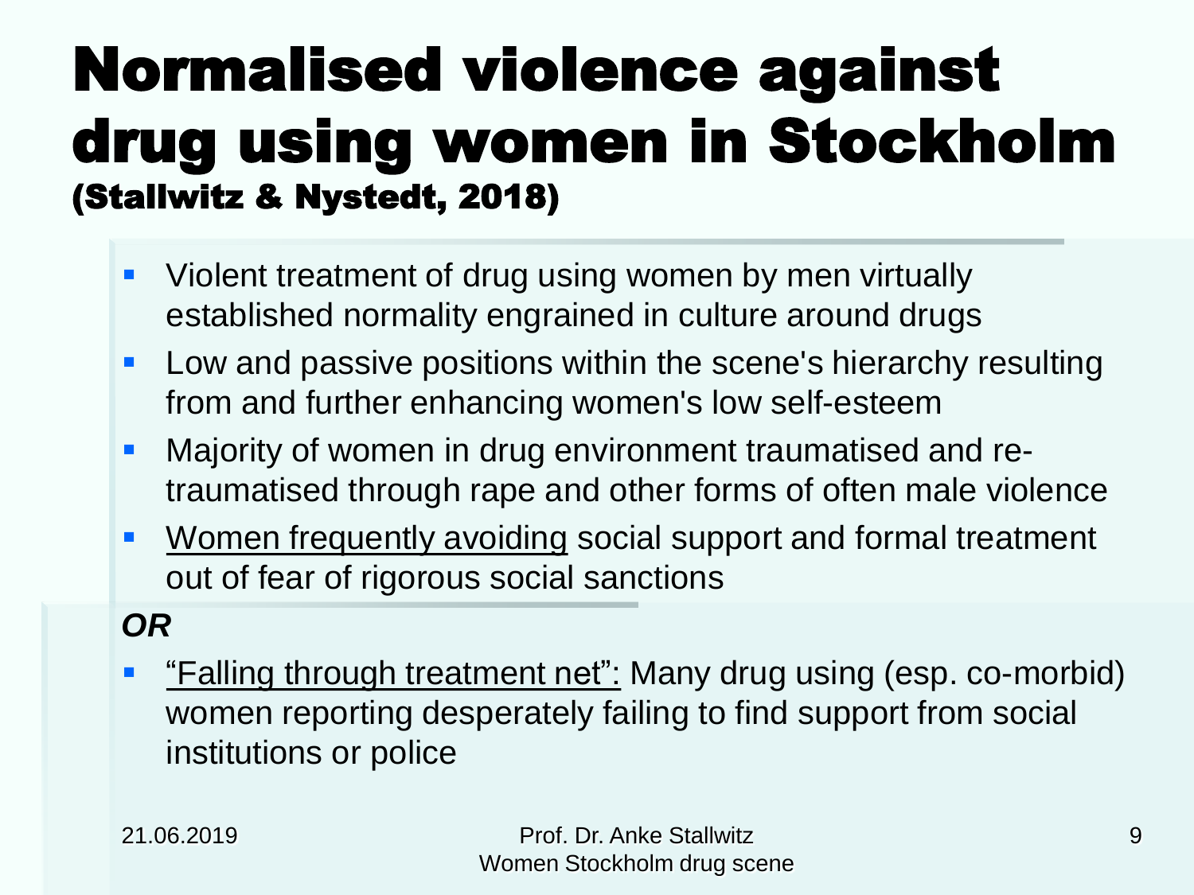# Normalised violence against drug using women in Stockholm (Stallwitz & Nystedt, 2018)

- Violent treatment of drug using women by men virtually established normality engrained in culture around drugs
- Low and passive positions within the scene's hierarchy resulting from and further enhancing women's low self-esteem
- Majority of women in drug environment traumatised and re-traumatised through rape and other forms of often male violence
- <u>Women frequently avoiding</u> social support and formal treatment out of fear of rigorous social sanctions

***OR***

- <u>"Falling through treatment net":</u> Many drug using (esp. co-morbid) women reporting desperately failing to find support from social institutions or police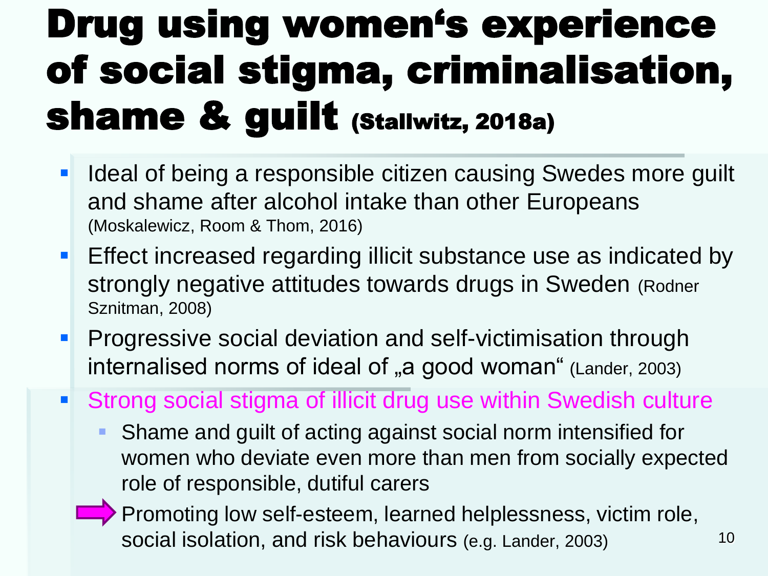# Drug using women's experience of social stigma, criminalisation, shame & guilt (Stallwitz, 2018a)

- Ideal of being a responsible citizen causing Swedes more guilt and shame after alcohol intake than other Europeans (Moskalewicz, Room & Thom, 2016)
- Effect increased regarding illicit substance use as indicated by strongly negative attitudes towards drugs in Sweden (Rodner Sznitman, 2008)
- Progressive social deviation and self-victimisation through internalised norms of ideal of „a good woman" (Lander, 2003)
- Strong social stigma of illicit drug use within Swedish culture
  - Shame and guilt of acting against social norm intensified for women who deviate even more than men from socially expected role of responsible, dutiful carers
  - ➡ Promoting low self-esteem, learned helplessness, victim role, social isolation, and risk behaviours (e.g. Lander, 2003)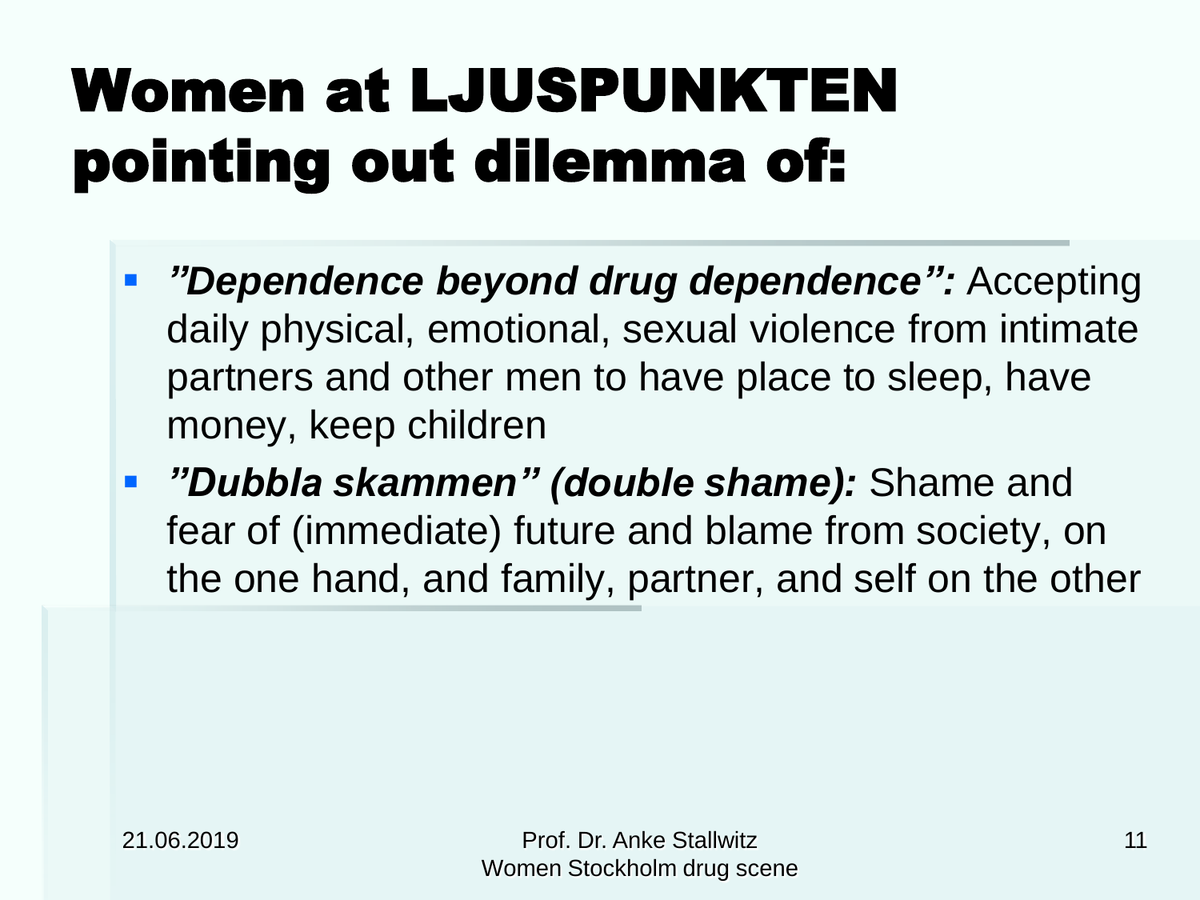# Women at LJUSPUNKTEN pointing out dilemma of:

- ***”Dependence beyond drug dependence”:*** Accepting daily physical, emotional, sexual violence from intimate partners and other men to have place to sleep, have money, keep children
- ***”Dubbla skammen” (double shame):*** Shame and fear of (immediate) future and blame from society, on the one hand, and family, partner, and self on the other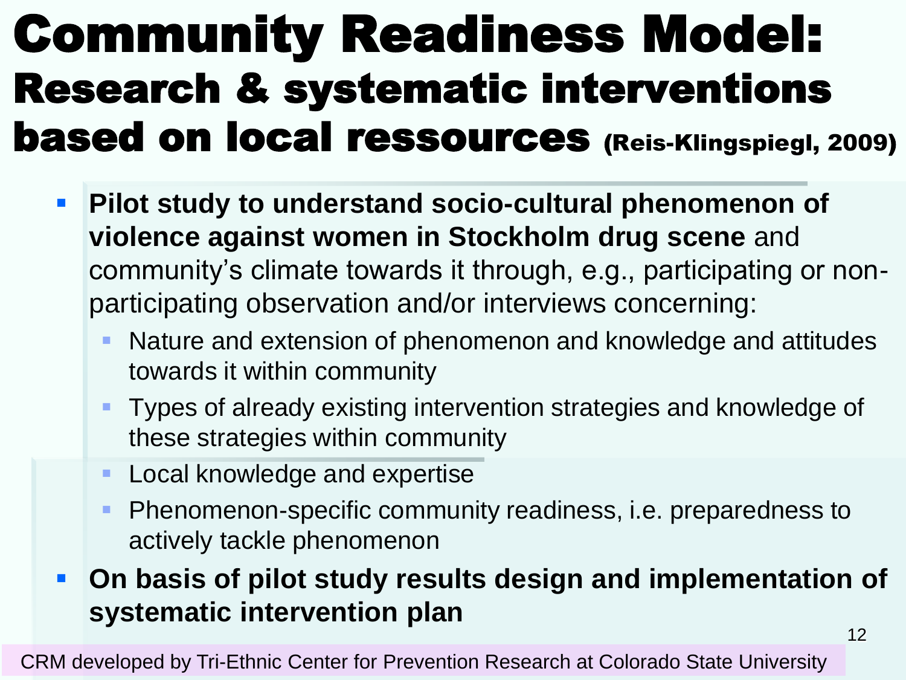# Community Readiness Model: Research & systematic interventions based on local ressources (Reis-Klingspiegl, 2009)

- **Pilot study to understand socio-cultural phenomenon of violence against women in Stockholm drug scene** and community's climate towards it through, e.g., participating or non-participating observation and/or interviews concerning:
  - Nature and extension of phenomenon and knowledge and attitudes towards it within community
  - Types of already existing intervention strategies and knowledge of these strategies within community
  - Local knowledge and expertise
  - Phenomenon-specific community readiness, i.e. preparedness to actively tackle phenomenon
- **On basis of pilot study results design and implementation of systematic intervention plan**

CRM developed by Tri-Ethnic Center for Prevention Research at Colorado State University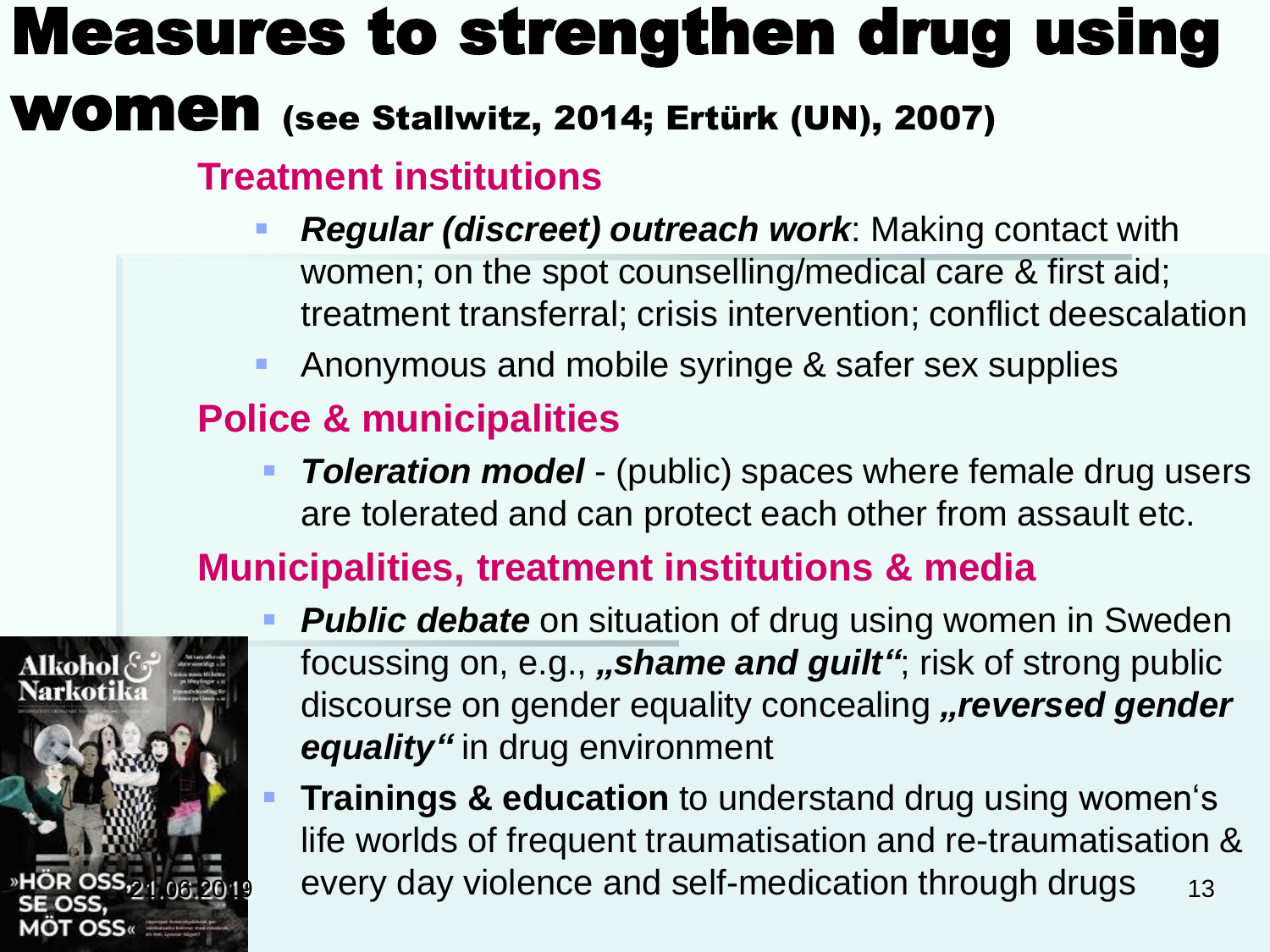# Measures to strengthen drug using women (see Stallwitz, 2014; Ertürk (UN), 2007)

## Treatment institutions

- ***Regular (discreet) outreach work***: Making contact with women; on the spot counselling/medical care & first aid; treatment transferral; crisis intervention; conflict deescalation
- Anonymous and mobile syringe & safer sex supplies

## Police & municipalities

- ***Toleration model*** - (public) spaces where female drug users are tolerated and can protect each other from assault etc.

## Municipalities, treatment institutions & media

- ***Public debate*** on situation of drug using women in Sweden focussing on, e.g., ***„shame and guilt“***; risk of strong public discourse on gender equality concealing ***„reversed gender equality“*** in drug environment
- **Trainings & education** to understand drug using women‘s life worlds of frequent traumatisation and re-traumatisation & every day violence and self-medication through drugs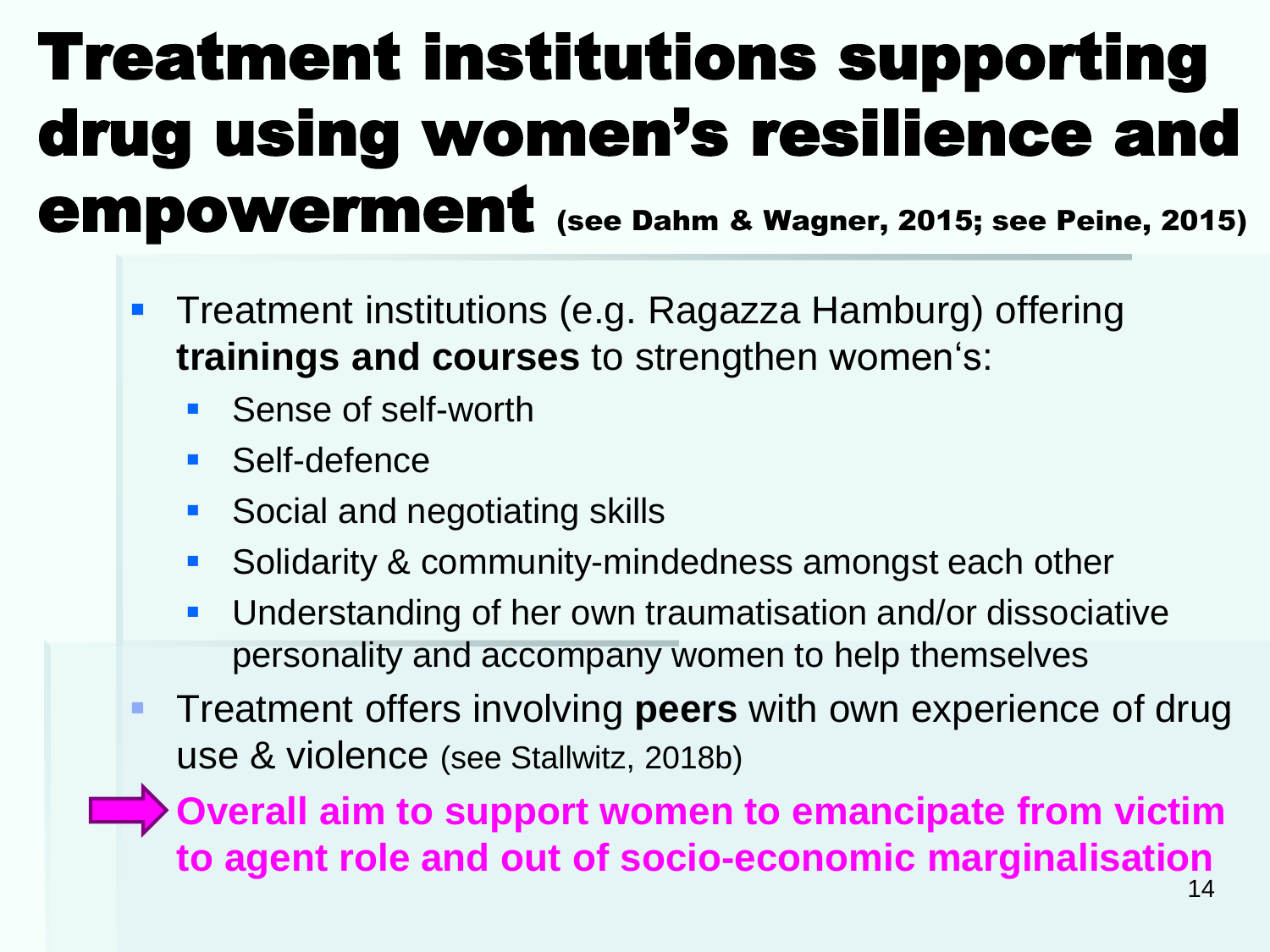# Treatment institutions supporting drug using women's resilience and empowerment (see Dahm & Wagner, 2015; see Peine, 2015)

- Treatment institutions (e.g. Ragazza Hamburg) offering **trainings and courses** to strengthen women's:
  - Sense of self-worth
  - Self-defence
  - Social and negotiating skills
  - Solidarity & community-mindedness amongst each other
  - Understanding of her own traumatisation and/or dissociative personality and accompany women to help themselves
- Treatment offers involving **peers** with own experience of drug use & violence (see Stallwitz, 2018b)

➡ **Overall aim to support women to emancipate from victim to agent role and out of socio-economic marginalisation**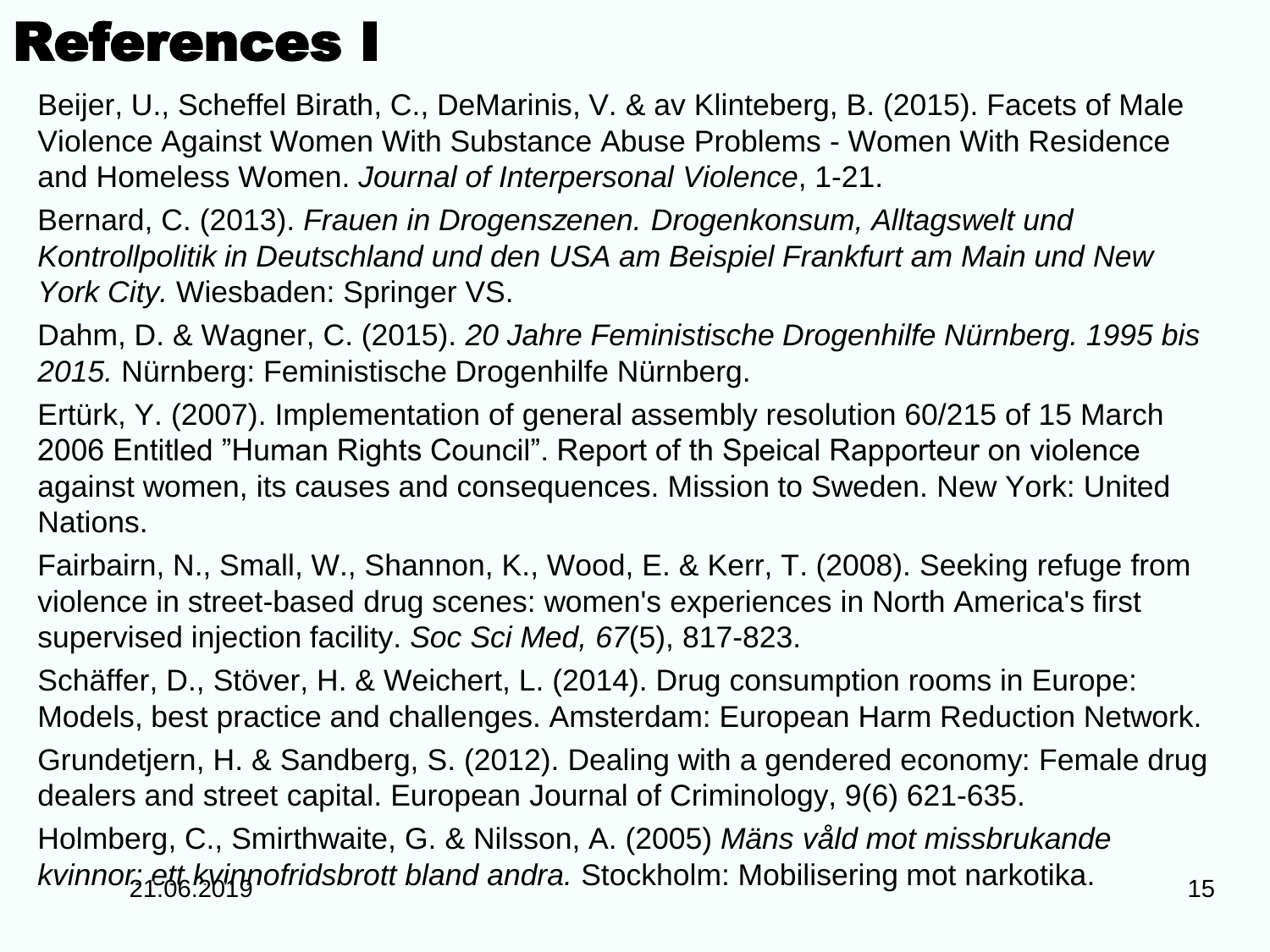# References I

Beijer, U., Scheffel Birath, C., DeMarinis, V. & av Klinteberg, B. (2015). Facets of Male Violence Against Women With Substance Abuse Problems - Women With Residence and Homeless Women. *Journal of Interpersonal Violence*, 1-21.

Bernard, C. (2013). *Frauen in Drogenszenen. Drogenkonsum, Alltagswelt und Kontrollpolitik in Deutschland und den USA am Beispiel Frankfurt am Main und New York City.* Wiesbaden: Springer VS.

Dahm, D. & Wagner, C. (2015). *20 Jahre Feministische Drogenhilfe Nürnberg. 1995 bis 2015.* Nürnberg: Feministische Drogenhilfe Nürnberg.

Ertürk, Y. (2007). Implementation of general assembly resolution 60/215 of 15 March 2006 Entitled "Human Rights Council". Report of th Speical Rapporteur on violence against women, its causes and consequences. Mission to Sweden. New York: United Nations.

Fairbairn, N., Small, W., Shannon, K., Wood, E. & Kerr, T. (2008). Seeking refuge from violence in street-based drug scenes: women's experiences in North America's first supervised injection facility. *Soc Sci Med, 67*(5), 817-823.

Schäffer, D., Stöver, H. & Weichert, L. (2014). Drug consumption rooms in Europe: Models, best practice and challenges. Amsterdam: European Harm Reduction Network.

Grundetjern, H. & Sandberg, S. (2012). Dealing with a gendered economy: Female drug dealers and street capital. European Journal of Criminology, 9(6) 621-635.

Holmberg, C., Smirthwaite, G. & Nilsson, A. (2005) *Mäns våld mot missbrukande kvinnor: ett kvinnofridsbrott bland andra.* Stockholm: Mobilisering mot narkotika.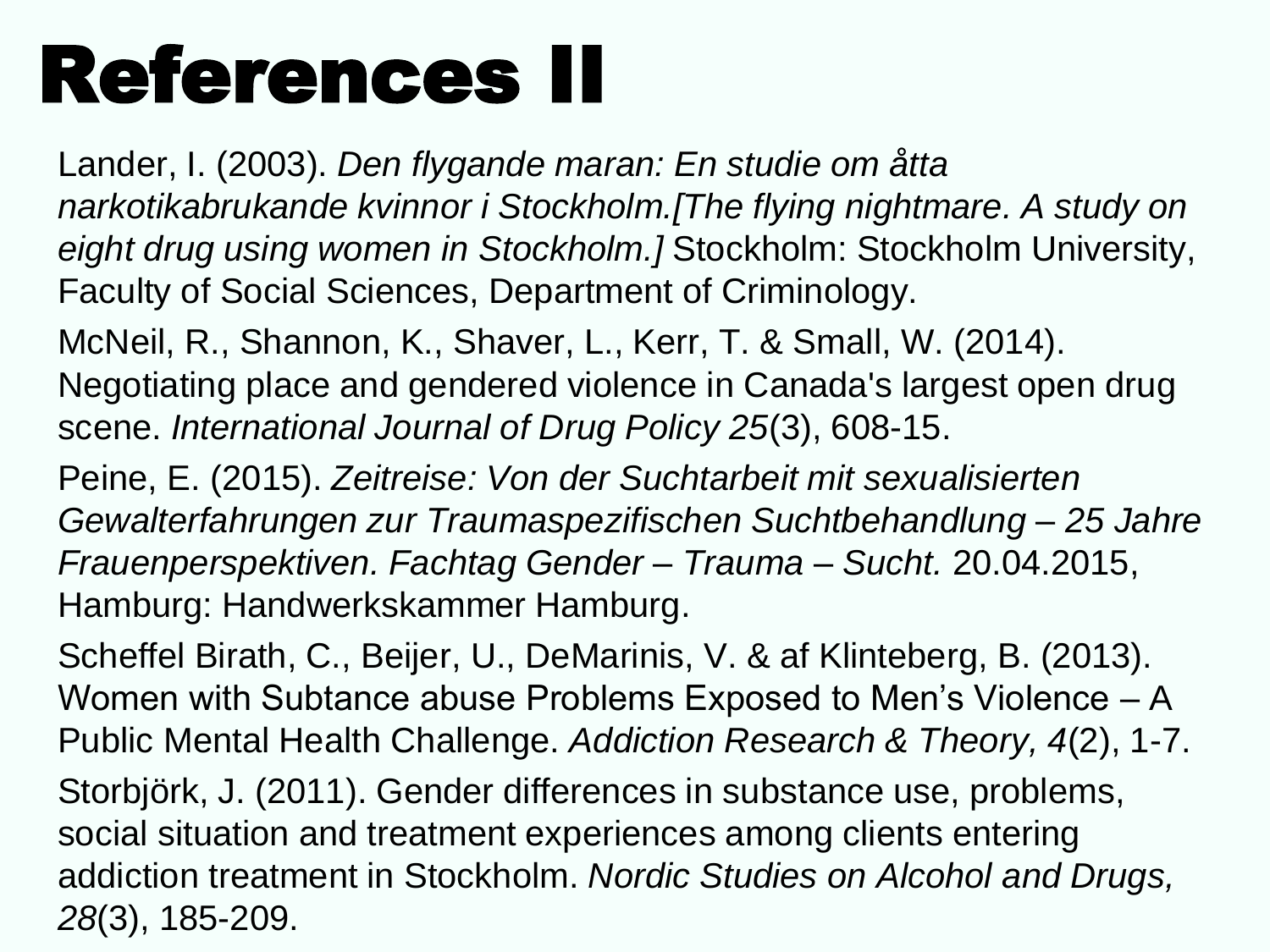# References II

Lander, I. (2003). *Den flygande maran: En studie om åtta narkotikabrukande kvinnor i Stockholm.[The flying nightmare. A study on eight drug using women in Stockholm.]* Stockholm: Stockholm University, Faculty of Social Sciences, Department of Criminology.

McNeil, R., Shannon, K., Shaver, L., Kerr, T. & Small, W. (2014). Negotiating place and gendered violence in Canada's largest open drug scene. *International Journal of Drug Policy 25*(3), 608-15.

Peine, E. (2015). *Zeitreise: Von der Suchtarbeit mit sexualisierten Gewalterfahrungen zur Traumaspezifischen Suchtbehandlung – 25 Jahre Frauenperspektiven. Fachtag Gender – Trauma – Sucht.* 20.04.2015, Hamburg: Handwerkskammer Hamburg.

Scheffel Birath, C., Beijer, U., DeMarinis, V. & af Klinteberg, B. (2013). Women with Subtance abuse Problems Exposed to Men's Violence – A Public Mental Health Challenge. *Addiction Research & Theory, 4*(2), 1-7.

Storbjörk, J. (2011). Gender differences in substance use, problems, social situation and treatment experiences among clients entering addiction treatment in Stockholm. *Nordic Studies on Alcohol and Drugs, 28*(3), 185-209.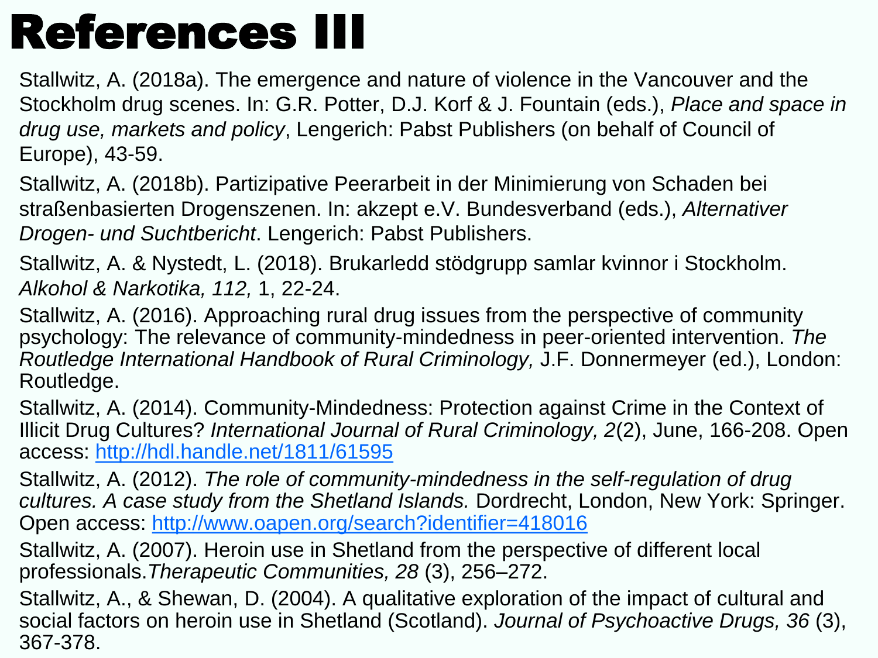# References III

Stallwitz, A. (2018a). The emergence and nature of violence in the Vancouver and the Stockholm drug scenes. In: G.R. Potter, D.J. Korf & J. Fountain (eds.), *Place and space in drug use, markets and policy*, Lengerich: Pabst Publishers (on behalf of Council of Europe), 43-59.

Stallwitz, A. (2018b). Partizipative Peerarbeit in der Minimierung von Schaden bei straßenbasierten Drogenszenen. In: akzept e.V. Bundesverband (eds.), *Alternativer Drogen- und Suchtbericht*. Lengerich: Pabst Publishers.

Stallwitz, A. & Nystedt, L. (2018). Brukarledd stödgrupp samlar kvinnor i Stockholm. *Alkohol & Narkotika, 112,* 1, 22-24.

Stallwitz, A. (2016). Approaching rural drug issues from the perspective of community psychology: The relevance of community-mindedness in peer-oriented intervention. *The Routledge International Handbook of Rural Criminology,* J.F. Donnermeyer (ed.), London: Routledge.

Stallwitz, A. (2014). Community-Mindedness: Protection against Crime in the Context of Illicit Drug Cultures? *International Journal of Rural Criminology, 2*(2), June, 166-208. Open access: http://hdl.handle.net/1811/61595

Stallwitz, A. (2012). *The role of community-mindedness in the self-regulation of drug cultures. A case study from the Shetland Islands.* Dordrecht, London, New York: Springer. Open access: http://www.oapen.org/search?identifier=418016

Stallwitz, A. (2007). Heroin use in Shetland from the perspective of different local professionals.*Therapeutic Communities, 28* (3), 256–272.

Stallwitz, A., & Shewan, D. (2004). A qualitative exploration of the impact of cultural and social factors on heroin use in Shetland (Scotland). *Journal of Psychoactive Drugs, 36* (3), 367-378.